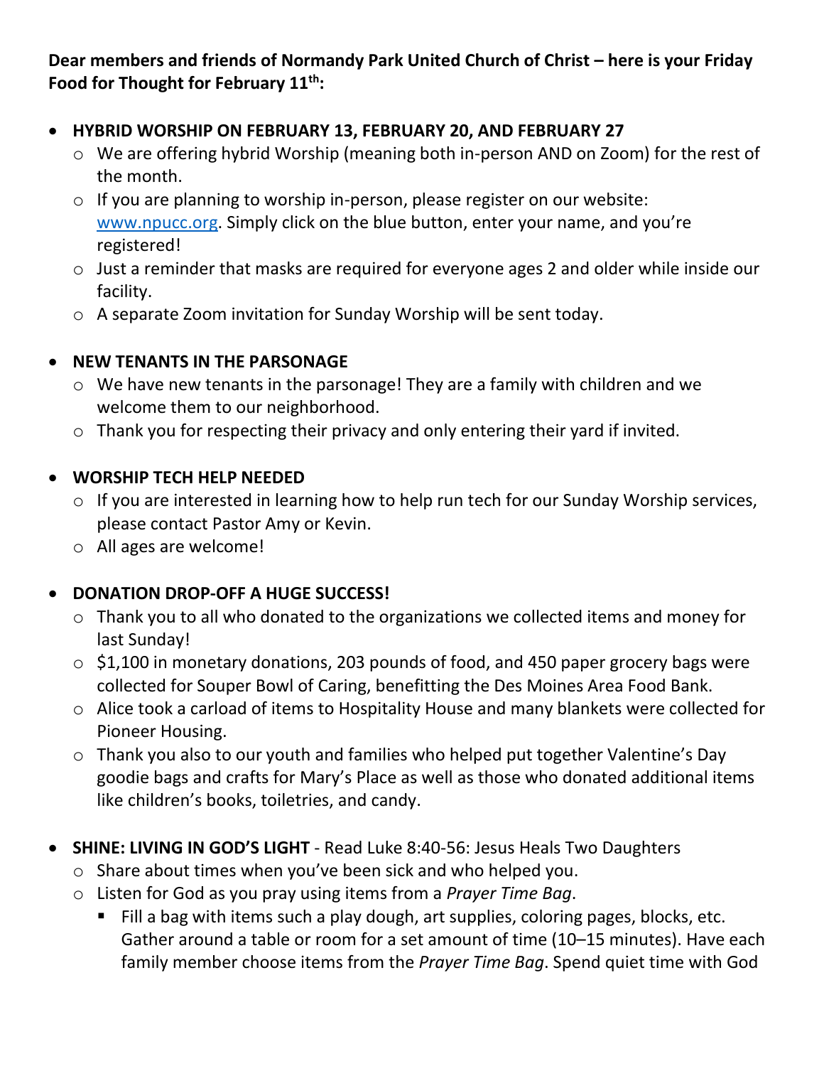**Dear members and friends of Normandy Park United Church of Christ – here is your Friday Food for Thought for February 11th:**

- **HYBRID WORSHIP ON FEBRUARY 13, FEBRUARY 20, AND FEBRUARY 27**
  - We are offering hybrid Worship (meaning both in-person AND on Zoom) for the rest of the month.
  - If you are planning to worship in-person, please register on our website: [www.npucc.org](http://www.npucc.org). Simply click on the blue button, enter your name, and you're registered!
  - Just a reminder that masks are required for everyone ages 2 and older while inside our facility.
  - A separate Zoom invitation for Sunday Worship will be sent today.

- **NEW TENANTS IN THE PARSONAGE**
  - We have new tenants in the parsonage! They are a family with children and we welcome them to our neighborhood.
  - Thank you for respecting their privacy and only entering their yard if invited.

- **WORSHIP TECH HELP NEEDED**
  - If you are interested in learning how to help run tech for our Sunday Worship services, please contact Pastor Amy or Kevin.
  - All ages are welcome!

- **DONATION DROP-OFF A HUGE SUCCESS!**
  - Thank you to all who donated to the organizations we collected items and money for last Sunday!
  - $1,100 in monetary donations, 203 pounds of food, and 450 paper grocery bags were collected for Souper Bowl of Caring, benefitting the Des Moines Area Food Bank.
  - Alice took a carload of items to Hospitality House and many blankets were collected for Pioneer Housing.
  - Thank you also to our youth and families who helped put together Valentine's Day goodie bags and crafts for Mary's Place as well as those who donated additional items like children's books, toiletries, and candy.

- **SHINE: LIVING IN GOD'S LIGHT** - Read Luke 8:40-56: Jesus Heals Two Daughters
  - Share about times when you've been sick and who helped you.
  - Listen for God as you pray using items from a *Prayer Time Bag*.
    - Fill a bag with items such a play dough, art supplies, coloring pages, blocks, etc. Gather around a table or room for a set amount of time (10–15 minutes). Have each family member choose items from the *Prayer Time Bag*. Spend quiet time with God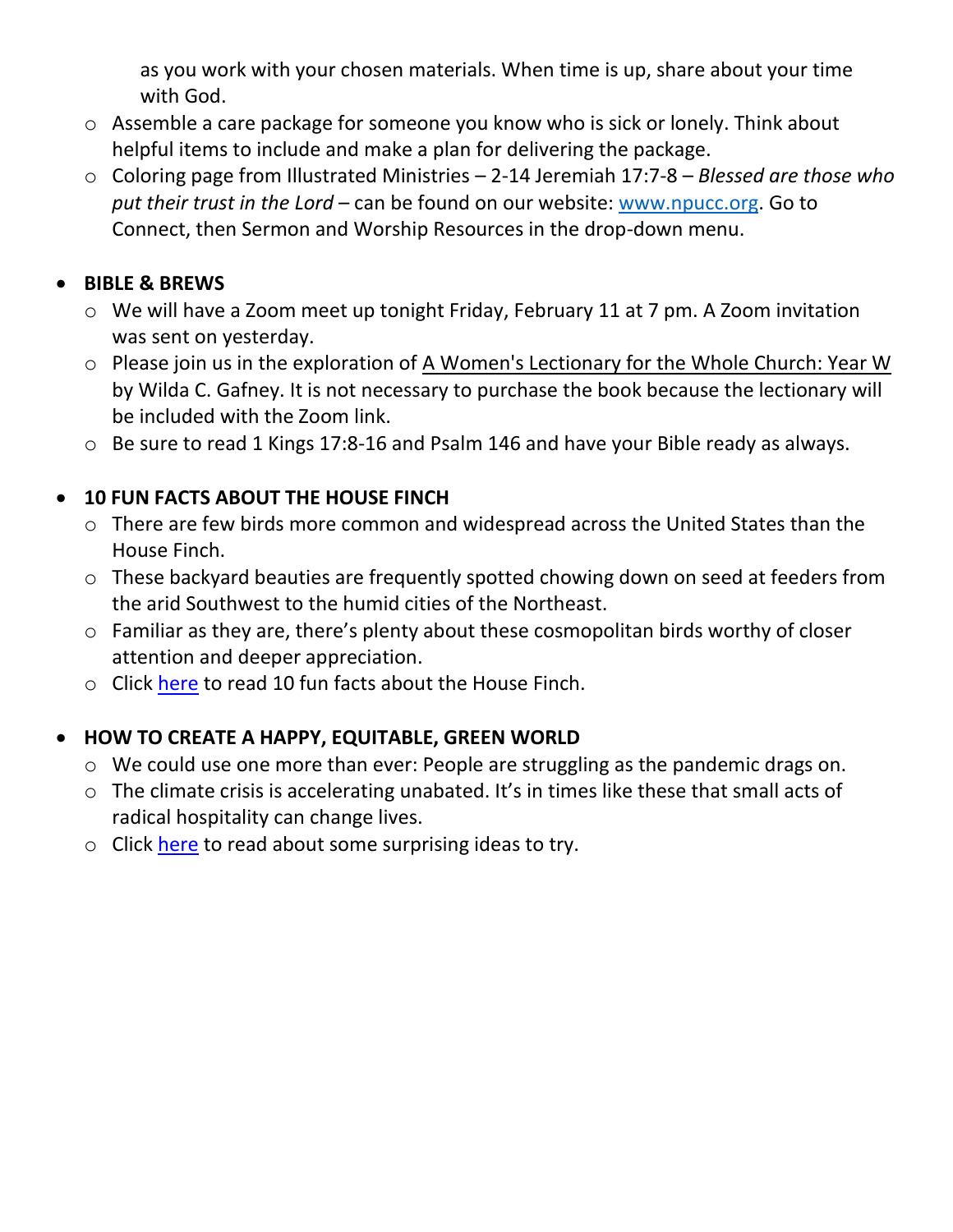as you work with your chosen materials. When time is up, share about your time with God.

- Assemble a care package for someone you know who is sick or lonely. Think about helpful items to include and make a plan for delivering the package.
- Coloring page from Illustrated Ministries – 2-14 Jeremiah 17:7-8 – *Blessed are those who put their trust in the Lord* – can be found on our website: [www.npucc.org](www.npucc.org). Go to Connect, then Sermon and Worship Resources in the drop-down menu.

- **BIBLE & BREWS**
  - We will have a Zoom meet up tonight Friday, February 11 at 7 pm. A Zoom invitation was sent on yesterday.
  - Please join us in the exploration of A Women's Lectionary for the Whole Church: Year W by Wilda C. Gafney. It is not necessary to purchase the book because the lectionary will be included with the Zoom link.
  - Be sure to read 1 Kings 17:8-16 and Psalm 146 and have your Bible ready as always.

- **10 FUN FACTS ABOUT THE HOUSE FINCH**
  - There are few birds more common and widespread across the United States than the House Finch.
  - These backyard beauties are frequently spotted chowing down on seed at feeders from the arid Southwest to the humid cities of the Northeast.
  - Familiar as they are, there's plenty about these cosmopolitan birds worthy of closer attention and deeper appreciation.
  - Click here to read 10 fun facts about the House Finch.

- **HOW TO CREATE A HAPPY, EQUITABLE, GREEN WORLD**
  - We could use one more than ever: People are struggling as the pandemic drags on.
  - The climate crisis is accelerating unabated. It's in times like these that small acts of radical hospitality can change lives.
  - Click here to read about some surprising ideas to try.